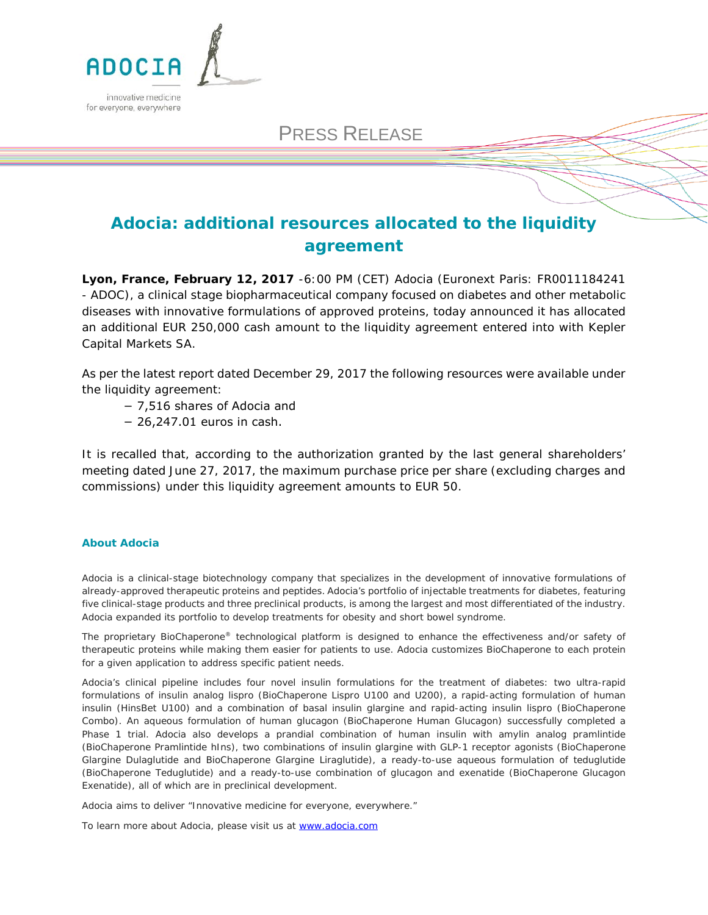ADOCIA

innovative medicine
for everyone, everywhere

PRESS RELEASE

# Adocia: additional resources allocated to the liquidity agreement

**Lyon, France, February 12, 2017** -6:00 PM (CET) Adocia (Euronext Paris: FR0011184241 - ADOC), a clinical stage biopharmaceutical company focused on diabetes and other metabolic diseases with innovative formulations of approved proteins, today announced it has allocated an additional EUR 250,000 cash amount to the liquidity agreement entered into with Kepler Capital Markets SA.

As per the latest report dated December 29, 2017 the following resources were available under the liquidity agreement:

- 7,516 shares of Adocia and
- 26,247.01 euros in cash.

It is recalled that, according to the authorization granted by the last general shareholders' meeting dated June 27, 2017, the maximum purchase price per share (excluding charges and commissions) under this liquidity agreement amounts to EUR 50.

### About Adocia

Adocia is a clinical-stage biotechnology company that specializes in the development of innovative formulations of already-approved therapeutic proteins and peptides. Adocia's portfolio of injectable treatments for diabetes, featuring five clinical-stage products and three preclinical products, is among the largest and most differentiated of the industry. Adocia expanded its portfolio to develop treatments for obesity and short bowel syndrome.

The proprietary BioChaperone® technological platform is designed to enhance the effectiveness and/or safety of therapeutic proteins while making them easier for patients to use. Adocia customizes BioChaperone to each protein for a given application to address specific patient needs.

Adocia's clinical pipeline includes four novel insulin formulations for the treatment of diabetes: two ultra-rapid formulations of insulin analog lispro (BioChaperone Lispro U100 and U200), a rapid-acting formulation of human insulin (HinsBet U100) and a combination of basal insulin glargine and rapid-acting insulin lispro (BioChaperone Combo). An aqueous formulation of human glucagon (BioChaperone Human Glucagon) successfully completed a Phase 1 trial. Adocia also develops a prandial combination of human insulin with amylin analog pramlintide (BioChaperone Pramlintide hIns), two combinations of insulin glargine with GLP-1 receptor agonists (BioChaperone Glargine Dulaglutide and BioChaperone Glargine Liraglutide), a ready-to-use aqueous formulation of teduglutide (BioChaperone Teduglutide) and a ready-to-use combination of glucagon and exenatide (BioChaperone Glucagon Exenatide), all of which are in preclinical development.

Adocia aims to deliver "Innovative medicine for everyone, everywhere."

To learn more about Adocia, please visit us at www.adocia.com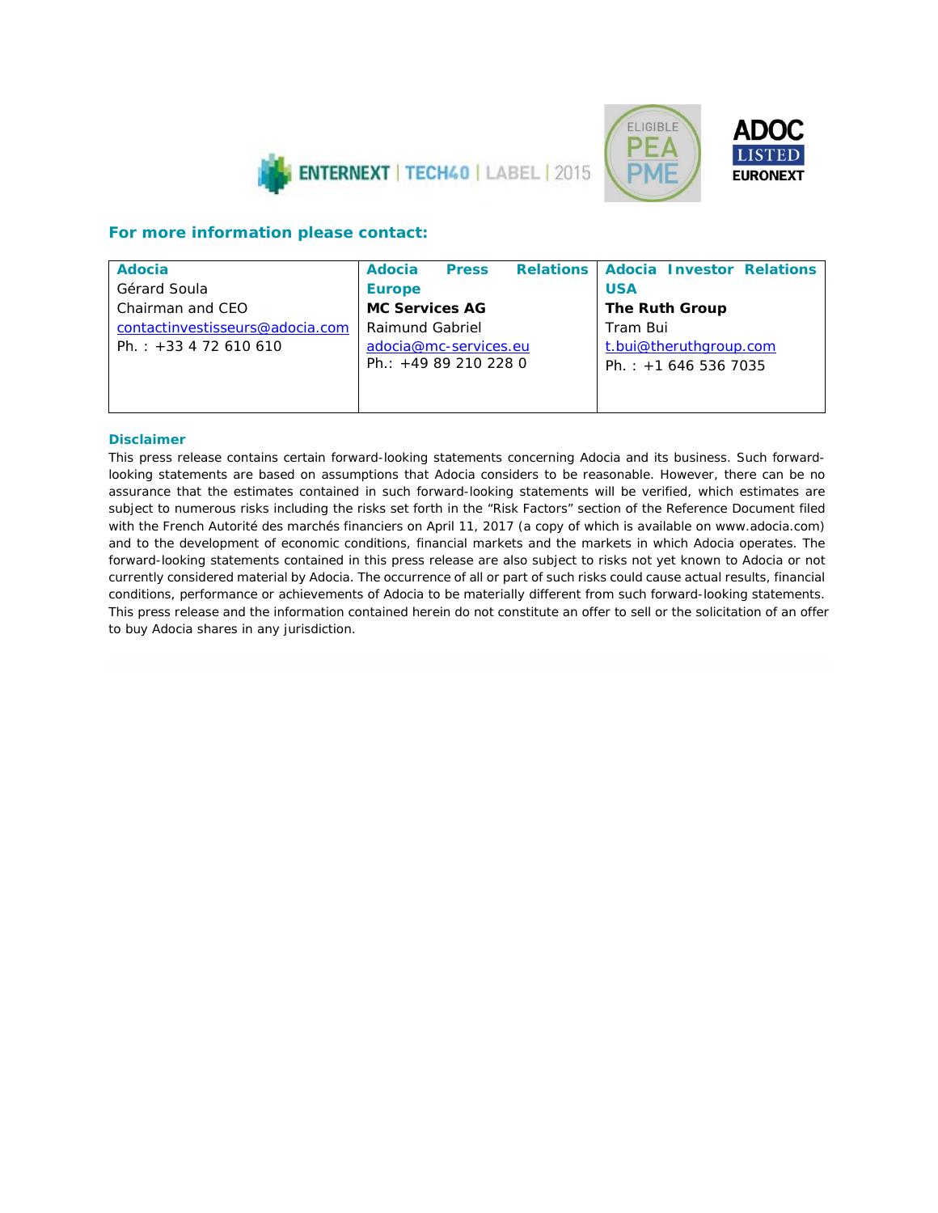ENTERNEXT | TECH40 | LABEL | 2015

ELIGIBLE PEA PME

ADOC LISTED EURONEXT

## For more information please contact:

| | | |
|---|---|---|
| **Adocia**<br>Gérard Soula<br>Chairman and CEO<br>contactinvestisseurs@adocia.com<br>Ph. : +33 4 72 610 610 | **Adocia Press Relations Europe**<br>**MC Services AG**<br>Raimund Gabriel<br>adocia@mc-services.eu<br>Ph.: +49 89 210 228 0 | **Adocia Investor Relations USA**<br>**The Ruth Group**<br>Tram Bui<br>t.bui@theruthgroup.com<br>Ph. : +1 646 536 7035 |

### Disclaimer

This press release contains certain forward-looking statements concerning Adocia and its business. Such forward-looking statements are based on assumptions that Adocia considers to be reasonable. However, there can be no assurance that the estimates contained in such forward-looking statements will be verified, which estimates are subject to numerous risks including the risks set forth in the "Risk Factors" section of the Reference Document filed with the French Autorité des marchés financiers on April 11, 2017 (a copy of which is available on www.adocia.com) and to the development of economic conditions, financial markets and the markets in which Adocia operates. The forward-looking statements contained in this press release are also subject to risks not yet known to Adocia or not currently considered material by Adocia. The occurrence of all or part of such risks could cause actual results, financial conditions, performance or achievements of Adocia to be materially different from such forward-looking statements. This press release and the information contained herein do not constitute an offer to sell or the solicitation of an offer to buy Adocia shares in any jurisdiction.